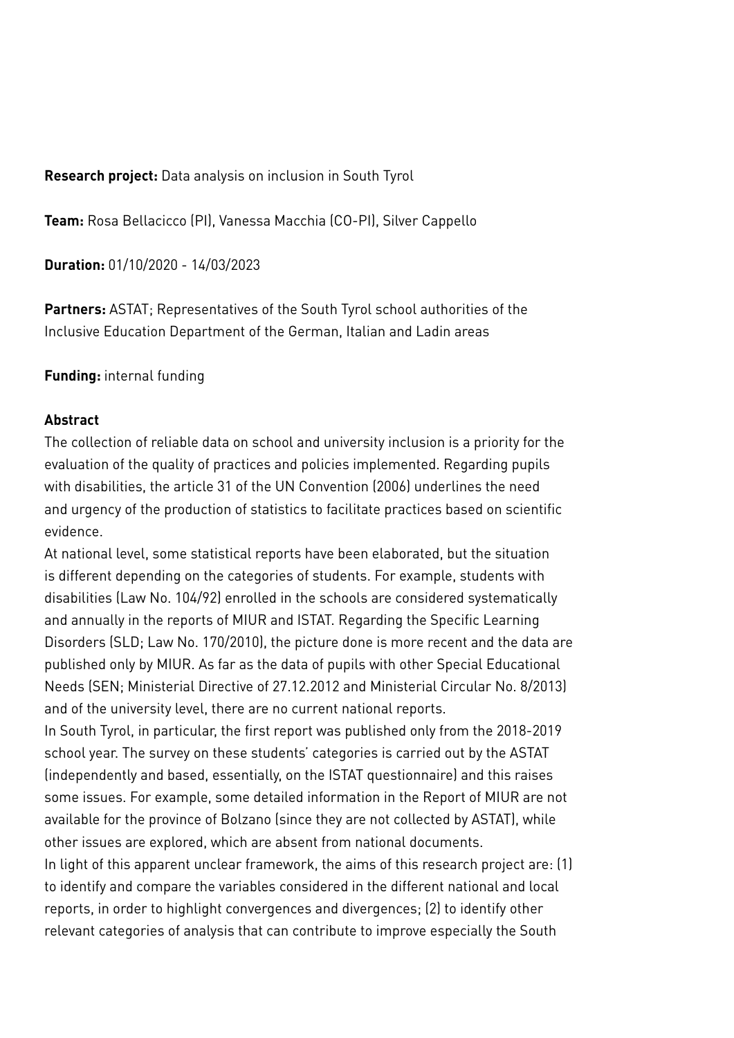**Research project:** Data analysis on inclusion in South Tyrol

**Team:** Rosa Bellacicco (PI), Vanessa Macchia (CO-PI), Silver Cappello

**Duration:** 01/10/2020 - 14/03/2023

**Partners:** ASTAT; Representatives of the South Tyrol school authorities of the Inclusive Education Department of the German, Italian and Ladin areas

**Funding:** internal funding

**Abstract**

The collection of reliable data on school and university inclusion is a priority for the evaluation of the quality of practices and policies implemented. Regarding pupils with disabilities, the article 31 of the UN Convention (2006) underlines the need and urgency of the production of statistics to facilitate practices based on scientific evidence.

At national level, some statistical reports have been elaborated, but the situation is different depending on the categories of students. For example, students with disabilities (Law No. 104/92) enrolled in the schools are considered systematically and annually in the reports of MIUR and ISTAT. Regarding the Specific Learning Disorders (SLD; Law No. 170/2010), the picture done is more recent and the data are published only by MIUR. As far as the data of pupils with other Special Educational Needs (SEN; Ministerial Directive of 27.12.2012 and Ministerial Circular No. 8/2013) and of the university level, there are no current national reports.

In South Tyrol, in particular, the first report was published only from the 2018-2019 school year. The survey on these students' categories is carried out by the ASTAT (independently and based, essentially, on the ISTAT questionnaire) and this raises some issues. For example, some detailed information in the Report of MIUR are not available for the province of Bolzano (since they are not collected by ASTAT), while other issues are explored, which are absent from national documents.

In light of this apparent unclear framework, the aims of this research project are: (1) to identify and compare the variables considered in the different national and local reports, in order to highlight convergences and divergences; (2) to identify other relevant categories of analysis that can contribute to improve especially the South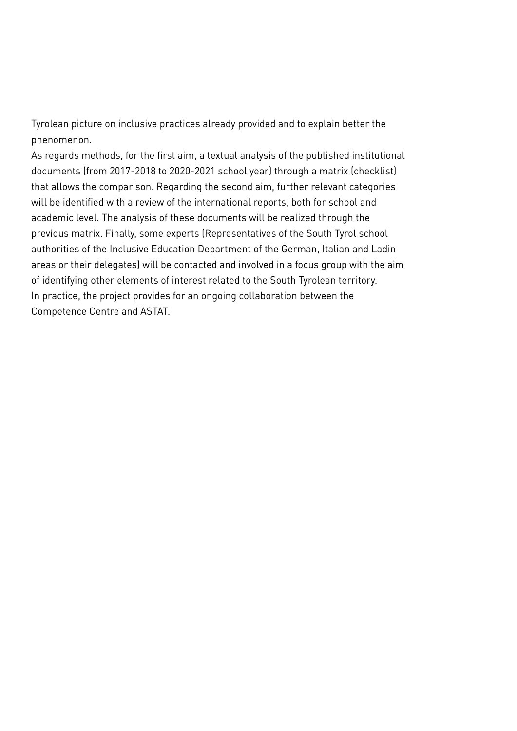Tyrolean picture on inclusive practices already provided and to explain better the phenomenon.

As regards methods, for the first aim, a textual analysis of the published institutional documents (from 2017-2018 to 2020-2021 school year) through a matrix (checklist) that allows the comparison. Regarding the second aim, further relevant categories will be identified with a review of the international reports, both for school and academic level. The analysis of these documents will be realized through the previous matrix. Finally, some experts (Representatives of the South Tyrol school authorities of the Inclusive Education Department of the German, Italian and Ladin areas or their delegates) will be contacted and involved in a focus group with the aim of identifying other elements of interest related to the South Tyrolean territory.

In practice, the project provides for an ongoing collaboration between the Competence Centre and ASTAT.